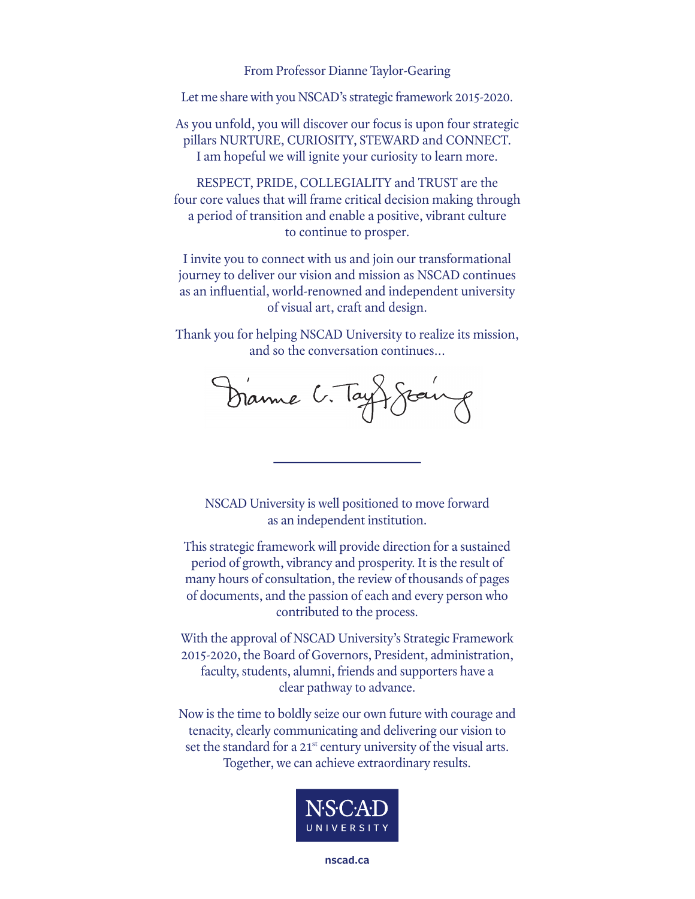From Professor Dianne Taylor-Gearing

Let me share with you NSCAD's strategic framework 2015-2020.

As you unfold, you will discover our focus is upon four strategic pillars NURTURE, CURIOSITY, STEWARD and CONNECT. I am hopeful we will ignite your curiosity to learn more.

RESPECT, PRIDE, COLLEGIALITY and TRUST are the four core values that will frame critical decision making through a period of transition and enable a positive, vibrant culture to continue to prosper.

I invite you to connect with us and join our transformational journey to deliver our vision and mission as NSCAD continues as an influential, world-renowned and independent university of visual art, craft and design.

Thank you for helping NSCAD University to realize its mission, and so the conversation continues...

Dianne C. Taylor-Gearing

---

NSCAD University is well positioned to move forward as an independent institution.

This strategic framework will provide direction for a sustained period of growth, vibrancy and prosperity. It is the result of many hours of consultation, the review of thousands of pages of documents, and the passion of each and every person who contributed to the process.

With the approval of NSCAD University's Strategic Framework 2015-2020, the Board of Governors, President, administration, faculty, students, alumni, friends and supporters have a clear pathway to advance.

Now is the time to boldly seize our own future with courage and tenacity, clearly communicating and delivering our vision to set the standard for a 21st century university of the visual arts. Together, we can achieve extraordinary results.

N·S·C·A·D UNIVERSITY

nscad.ca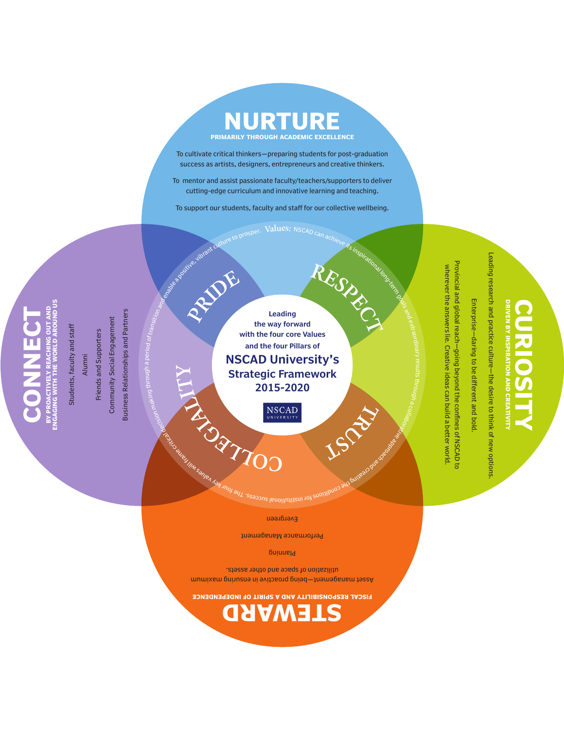# Leading the way forward with the four core Values and the four Pillars of NSCAD University's Strategic Framework 2015-2020

## NURTURE

**PRIMARILY THROUGH ACADEMIC EXCELLENCE**

To cultivate critical thinkers—preparing students for post-graduation success as artists, designers, entrepreneurs and creative thinkers.

To mentor and assist passionate faculty/teachers/supporters to deliver cutting-edge curriculum and innovative learning and teaching.

To support our students, faculty and staff for our collective wellbeing.

## CURIOSITY

**DRIVEN BY INSPIRATION AND CREATIVITY**

Leading research and practice culture—the desire to think of new options.

Enterprise—daring to be different and bold.

Provincial and global reach—going beyond the confines of NSCAD to wherever the answers lie. Creative ideas can build a better world.

## STEWARD

**FISCAL RESPONSIBILITY AND A SPIRIT OF INDEPENDENCE**

Asset management—being proactive in ensuring maximum utilization of space and other assets.

Planning

Performance Management

Evergreen

## CONNECT

**BY PROACTIVELY REACHING OUT AND ENGAGING WITH THE WORLD AROUND US**

Students, faculty and staff

Alumni

Friends and Supporters

Community Social Engagement

Business Relationships and Partners

## Values

**Values:** NSCAD can achieve its inspirational long-term goals and extraordinary results through a collaborative approach and creating the conditions for institutional success. The four key values will frame critical decision making through a period of transition and enable a positive, vibrant culture to prosper.

- PRIDE
- RESPECT
- TRUST
- COLLEGIALITY

NSCAD UNIVERSITY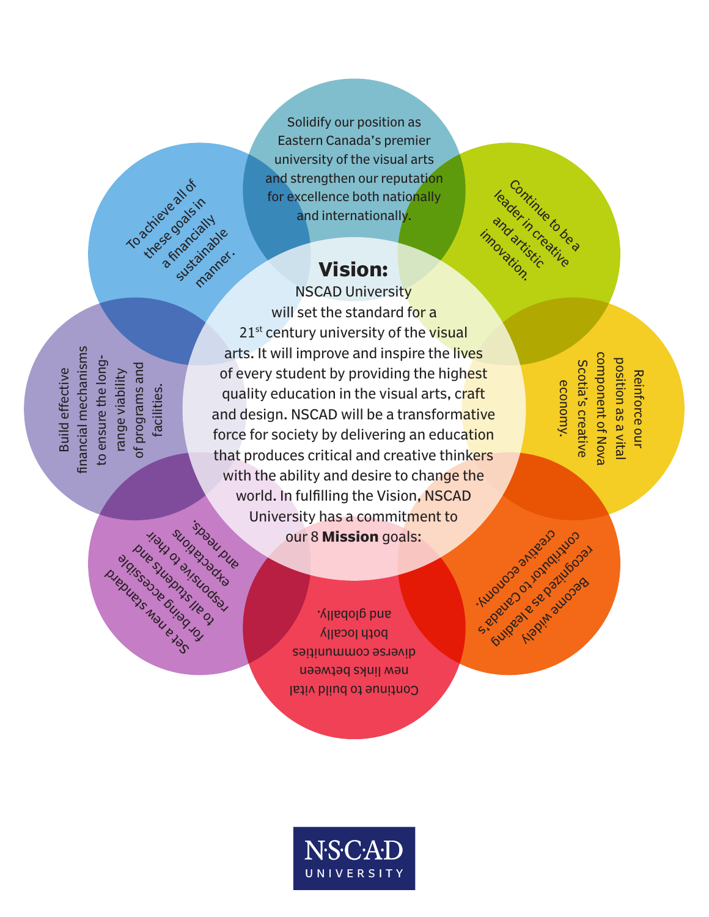## Vision:

NSCAD University will set the standard for a 21st century university of the visual arts. It will improve and inspire the lives of every student by providing the highest quality education in the visual arts, craft and design. NSCAD will be a transformative force for society by delivering an education that produces critical and creative thinkers with the ability and desire to change the world. In fulfilling the Vision, NSCAD University has a commitment to our 8 **Mission** goals:

- Solidify our position as Eastern Canada's premier university of the visual arts and strengthen our reputation for excellence both nationally and internationally.
- Continue to be a leader in creative and artistic innovation.
- Reinforce our position as a vital component of Nova Scotia's creative economy.
- Become widely recognized as a leading contributor to Canada's creative economy.
- Continue to build vital new links between diverse communities both locally and globally.
- Set a new standard for being accessible to all students and responsive to their expectations and needs.
- Build effective financial mechanisms to ensure the long-range viability of programs and facilities.
- To achieve all of these goals in a financially sustainable manner.

NSCAD UNIVERSITY